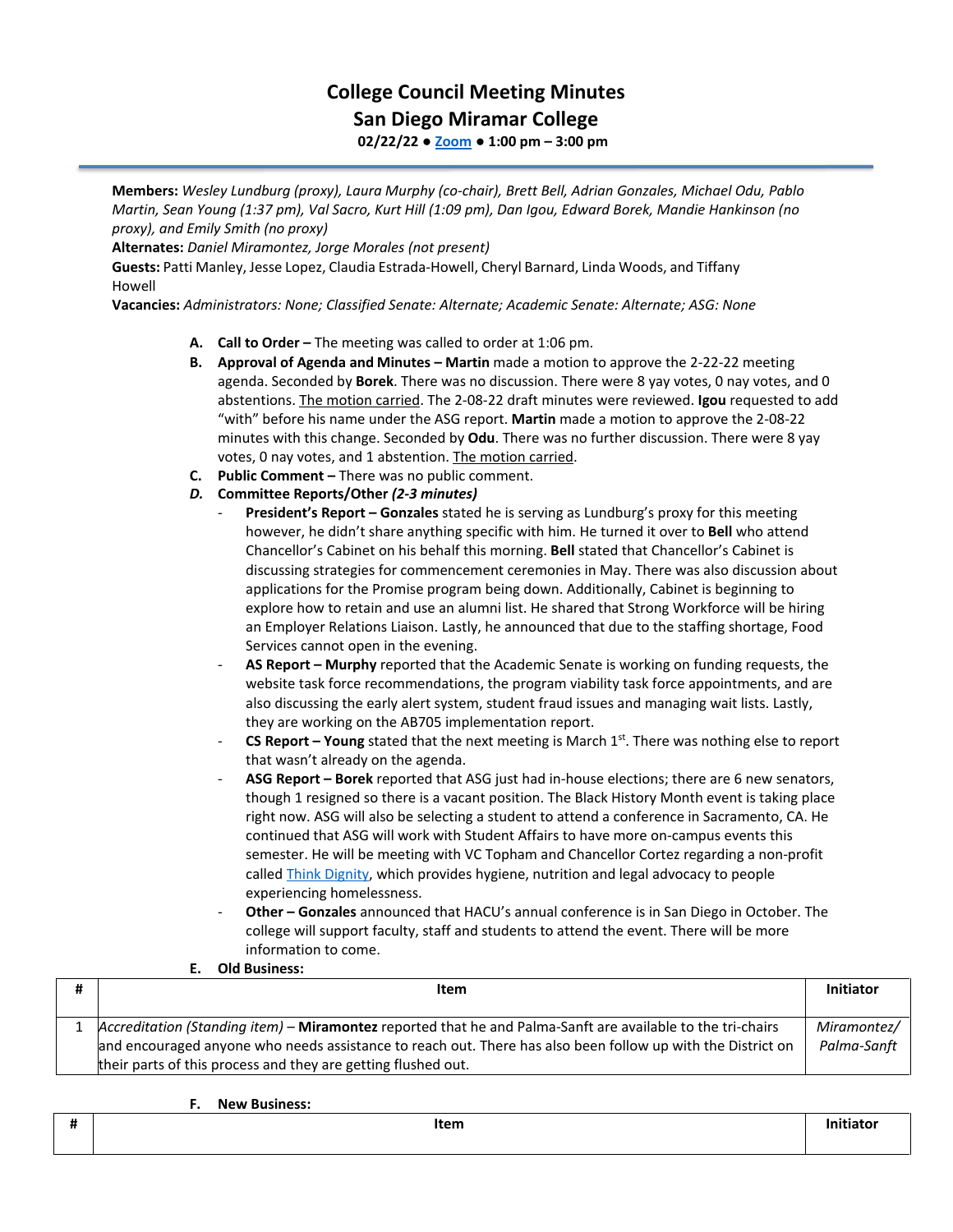# College Council Meeting Minutes
## San Diego Miramar College
**02/22/22 ● Zoom ● 1:00 pm – 3:00 pm**

---

**Members:** *Wesley Lundburg (proxy), Laura Murphy (co-chair), Brett Bell, Adrian Gonzales, Michael Odu, Pablo Martin, Sean Young (1:37 pm), Val Sacro, Kurt Hill (1:09 pm), Dan Igou, Edward Borek, Mandie Hankinson (no proxy), and Emily Smith (no proxy)*
**Alternates:** *Daniel Miramontez, Jorge Morales (not present)*
**Guests:** Patti Manley, Jesse Lopez, Claudia Estrada-Howell, Cheryl Barnard, Linda Woods, and Tiffany Howell
**Vacancies:** *Administrators: None; Classified Senate: Alternate; Academic Senate: Alternate; ASG: None*

A. **Call to Order –** The meeting was called to order at 1:06 pm.

B. **Approval of Agenda and Minutes – Martin** made a motion to approve the 2-22-22 meeting agenda. Seconded by **Borek**. There was no discussion. There were 8 yay votes, 0 nay votes, and 0 abstentions. The motion carried. The 2-08-22 draft minutes were reviewed. **Igou** requested to add "with" before his name under the ASG report. **Martin** made a motion to approve the 2-08-22 minutes with this change. Seconded by **Odu**. There was no further discussion. There were 8 yay votes, 0 nay votes, and 1 abstention. The motion carried.

C. **Public Comment –** There was no public comment.

D. ***Committee Reports/Other (2-3 minutes)***
   - **President's Report – Gonzales** stated he is serving as Lundburg's proxy for this meeting however, he didn't share anything specific with him. He turned it over to **Bell** who attend Chancellor's Cabinet on his behalf this morning. **Bell** stated that Chancellor's Cabinet is discussing strategies for commencement ceremonies in May. There was also discussion about applications for the Promise program being down. Additionally, Cabinet is beginning to explore how to retain and use an alumni list. He shared that Strong Workforce will be hiring an Employer Relations Liaison. Lastly, he announced that due to the staffing shortage, Food Services cannot open in the evening.
   - **AS Report – Murphy** reported that the Academic Senate is working on funding requests, the website task force recommendations, the program viability task force appointments, and are also discussing the early alert system, student fraud issues and managing wait lists. Lastly, they are working on the AB705 implementation report.
   - **CS Report – Young** stated that the next meeting is March 1st. There was nothing else to report that wasn't already on the agenda.
   - **ASG Report – Borek** reported that ASG just had in-house elections; there are 6 new senators, though 1 resigned so there is a vacant position. The Black History Month event is taking place right now. ASG will also be selecting a student to attend a conference in Sacramento, CA. He continued that ASG will work with Student Affairs to have more on-campus events this semester. He will be meeting with VC Topham and Chancellor Cortez regarding a non-profit called Think Dignity, which provides hygiene, nutrition and legal advocacy to people experiencing homelessness.
   - **Other – Gonzales** announced that HACU's annual conference is in San Diego in October. The college will support faculty, staff and students to attend the event. There will be more information to come.

E. **Old Business:**

| # | Item | Initiator |
|---|---|---|
| 1 | *Accreditation (Standing item)* – **Miramontez** reported that he and Palma-Sanft are available to the tri-chairs and encouraged anyone who needs assistance to reach out. There has also been follow up with the District on their parts of this process and they are getting flushed out. | *Miramontez/ Palma-Sanft* |

F. **New Business:**

| # | Item | Initiator |
|---|---|---|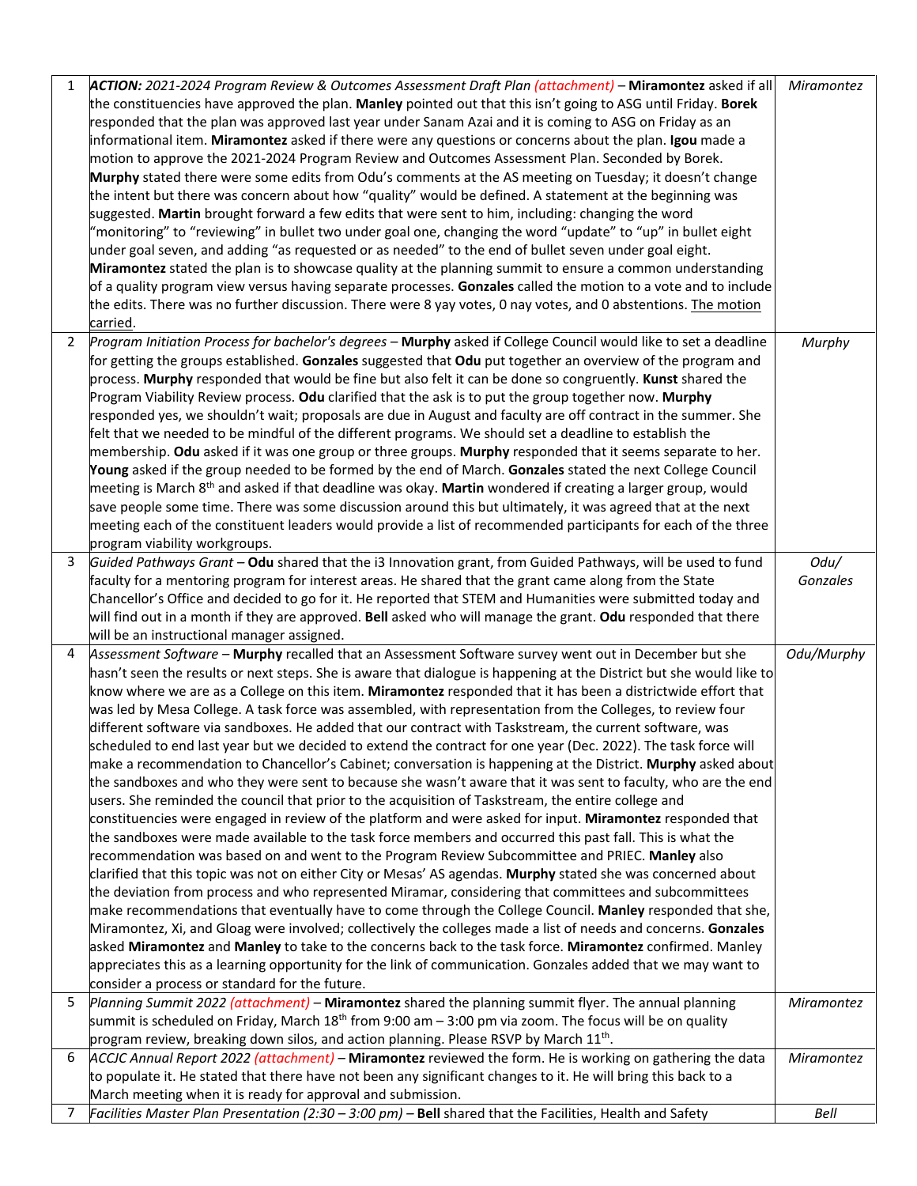| | | |
|---|---|---|
| 1 | ***ACTION:** 2021-2024 Program Review & Outcomes Assessment Draft Plan (attachment)* – **Miramontez** asked if all the constituencies have approved the plan. **Manley** pointed out that this isn't going to ASG until Friday. **Borek** responded that the plan was approved last year under Sanam Azai and it is coming to ASG on Friday as an informational item. **Miramontez** asked if there were any questions or concerns about the plan. **Igou** made a motion to approve the 2021-2024 Program Review and Outcomes Assessment Plan. Seconded by Borek. **Murphy** stated there were some edits from Odu's comments at the AS meeting on Tuesday; it doesn't change the intent but there was concern about how "quality" would be defined. A statement at the beginning was suggested. **Martin** brought forward a few edits that were sent to him, including: changing the word "monitoring" to "reviewing" in bullet two under goal one, changing the word "update" to "up" in bullet eight under goal seven, and adding "as requested or as needed" to the end of bullet seven under goal eight. **Miramontez** stated the plan is to showcase quality at the planning summit to ensure a common understanding of a quality program view versus having separate processes. **Gonzales** called the motion to a vote and to include the edits. There was no further discussion. There were 8 yay votes, 0 nay votes, and 0 abstentions. The motion carried. | *Miramontez* |
| 2 | *Program Initiation Process for bachelor's degrees* – **Murphy** asked if College Council would like to set a deadline for getting the groups established. **Gonzales** suggested that **Odu** put together an overview of the program and process. **Murphy** responded that would be fine but also felt it can be done so congruently. **Kunst** shared the Program Viability Review process. **Odu** clarified that the ask is to put the group together now. **Murphy** responded yes, we shouldn't wait; proposals are due in August and faculty are off contract in the summer. She felt that we needed to be mindful of the different programs. We should set a deadline to establish the membership. **Odu** asked if it was one group or three groups. **Murphy** responded that it seems separate to her. **Young** asked if the group needed to be formed by the end of March. **Gonzales** stated the next College Council meeting is March 8th and asked if that deadline was okay. **Martin** wondered if creating a larger group, would save people some time. There was some discussion around this but ultimately, it was agreed that at the next meeting each of the constituent leaders would provide a list of recommended participants for each of the three program viability workgroups. | *Murphy* |
| 3 | *Guided Pathways Grant* – **Odu** shared that the i3 Innovation grant, from Guided Pathways, will be used to fund faculty for a mentoring program for interest areas. He shared that the grant came along from the State Chancellor's Office and decided to go for it. He reported that STEM and Humanities were submitted today and will find out in a month if they are approved. **Bell** asked who will manage the grant. **Odu** responded that there will be an instructional manager assigned. | *Odu/ Gonzales* |
| 4 | *Assessment Software* – **Murphy** recalled that an Assessment Software survey went out in December but she hasn't seen the results or next steps. She is aware that dialogue is happening at the District but she would like to know where we are as a College on this item. **Miramontez** responded that it has been a districtwide effort that was led by Mesa College. A task force was assembled, with representation from the Colleges, to review four different software via sandboxes. He added that our contract with Taskstream, the current software, was scheduled to end last year but we decided to extend the contract for one year (Dec. 2022). The task force will make a recommendation to Chancellor's Cabinet; conversation is happening at the District. **Murphy** asked about the sandboxes and who they were sent to because she wasn't aware that it was sent to faculty, who are the end users. She reminded the council that prior to the acquisition of Taskstream, the entire college and constituencies were engaged in review of the platform and were asked for input. **Miramontez** responded that the sandboxes were made available to the task force members and occurred this past fall. This is what the recommendation was based on and went to the Program Review Subcommittee and PRIEC. **Manley** also clarified that this topic was not on either City or Mesas' AS agendas. **Murphy** stated she was concerned about the deviation from process and who represented Miramar, considering that committees and subcommittees make recommendations that eventually have to come through the College Council. **Manley** responded that she, Miramontez, Xi, and Gloag were involved; collectively the colleges made a list of needs and concerns. **Gonzales** asked **Miramontez** and **Manley** to take to the concerns back to the task force. **Miramontez** confirmed. Manley appreciates this as a learning opportunity for the link of communication. Gonzales added that we may want to consider a process or standard for the future. | *Odu/Murphy* |
| 5 | *Planning Summit 2022 (attachment)* – **Miramontez** shared the planning summit flyer. The annual planning summit is scheduled on Friday, March 18th from 9:00 am – 3:00 pm via zoom. The focus will be on quality program review, breaking down silos, and action planning. Please RSVP by March 11th. | *Miramontez* |
| 6 | *ACCJC Annual Report 2022 (attachment)* – **Miramontez** reviewed the form. He is working on gathering the data to populate it. He stated that there have not been any significant changes to it. He will bring this back to a March meeting when it is ready for approval and submission. | *Miramontez* |
| 7 | *Facilities Master Plan Presentation (2:30 – 3:00 pm)* – **Bell** shared that the Facilities, Health and Safety | *Bell* |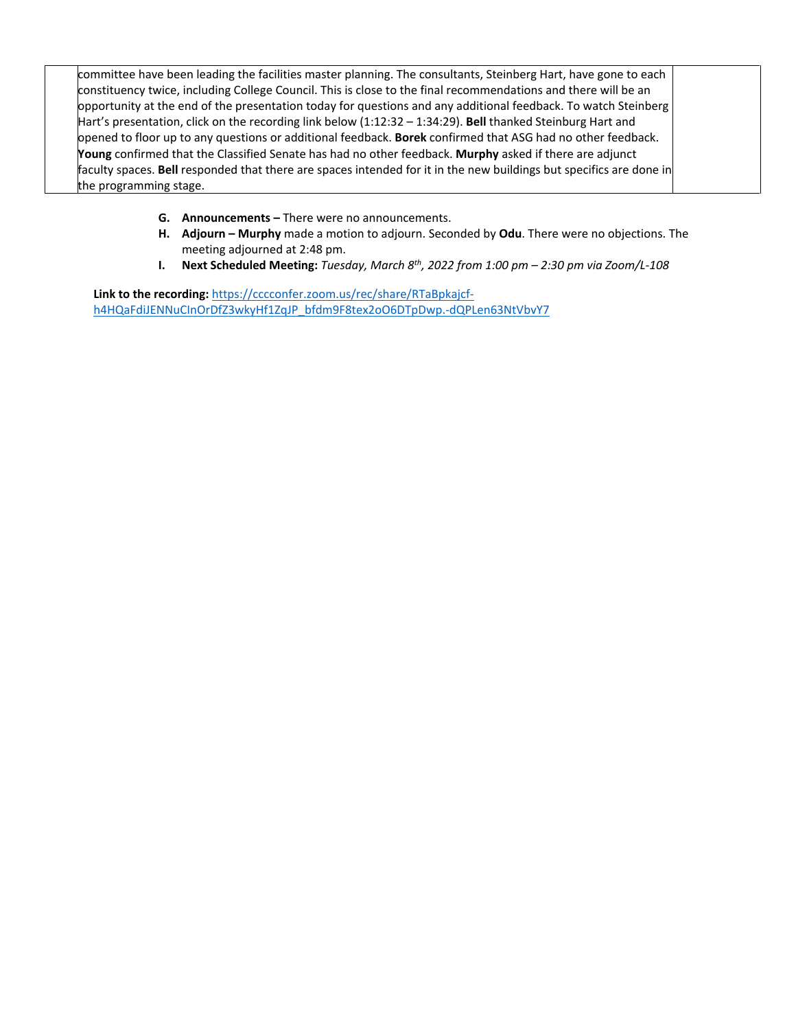| | | |
|---|---|---|
| | committee have been leading the facilities master planning. The consultants, Steinberg Hart, have gone to each constituency twice, including College Council. This is close to the final recommendations and there will be an opportunity at the end of the presentation today for questions and any additional feedback. To watch Steinberg Hart's presentation, click on the recording link below (1:12:32 – 1:34:29). **Bell** thanked Steinburg Hart and opened to floor up to any questions or additional feedback. **Borek** confirmed that ASG had no other feedback. **Young** confirmed that the Classified Senate has had no other feedback. **Murphy** asked if there are adjunct faculty spaces. **Bell** responded that there are spaces intended for it in the new buildings but specifics are done in the programming stage. | |

G. **Announcements –** There were no announcements.

H. **Adjourn – Murphy** made a motion to adjourn. Seconded by **Odu**. There were no objections. The meeting adjourned at 2:48 pm.

I. **Next Scheduled Meeting:** *Tuesday, March 8th, 2022 from 1:00 pm – 2:30 pm via Zoom/L-108*

**Link to the recording:** https://cccconfer.zoom.us/rec/share/RTaBpkajcf-h4HQaFdiJENNuClnOrDfZ3wkyHf1ZqJP_bfdm9F8tex2oO6DTpDwp.-dQPLen63NtVbvY7